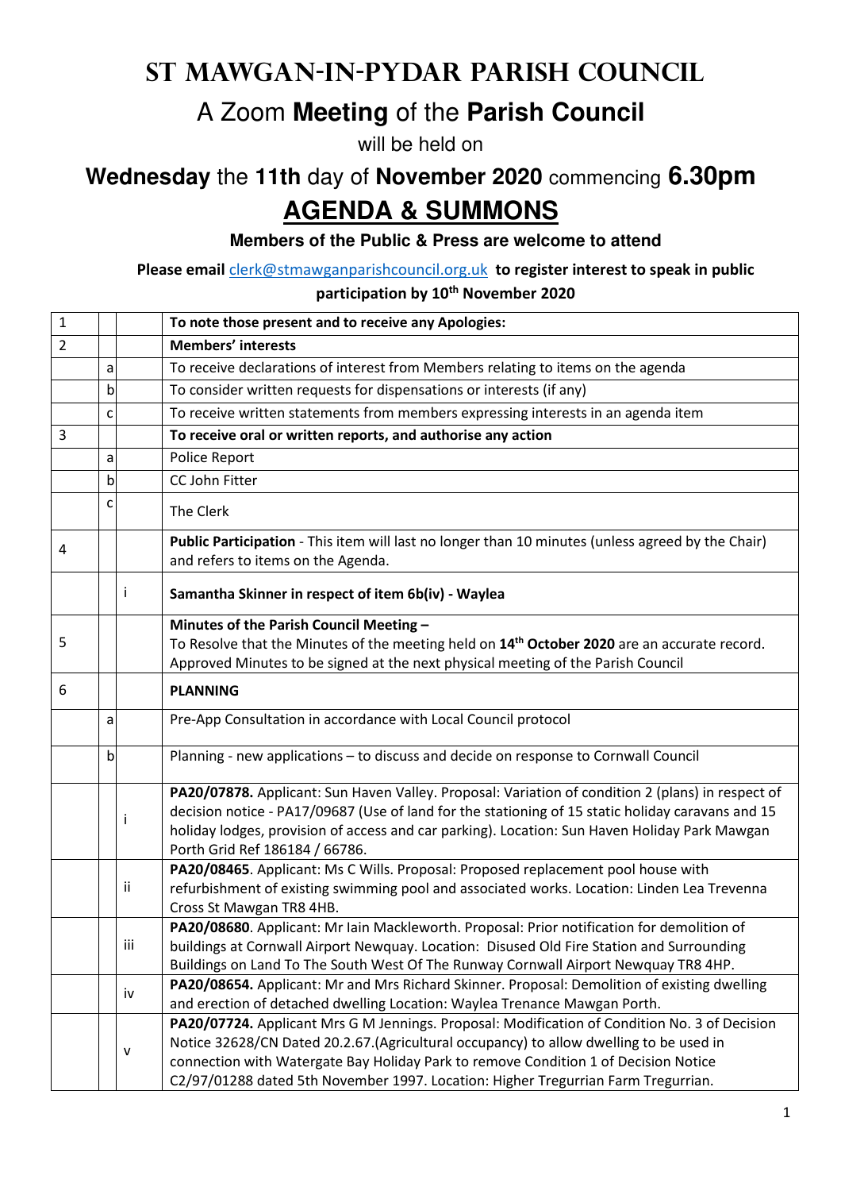# ST MAWGAN-IN-PYDAR PARISH COUNCIL

## A Zoom **Meeting** of the **Parish Council**

will be held on

## **Wednesday** the **11th** day of **November 2020** commencing **6.30pm**

## **AGENDA & SUMMONS**

**Members of the Public & Press are welcome to attend**

**Please email** clerk@stmawganparishcouncil.org.uk **to register interest to speak in public participation by 10th November 2020**

| | | | |
|---|---|---|---|
| 1 | | | **To note those present and to receive any Apologies:** |
| 2 | | | **Members' interests** |
| | a | | To receive declarations of interest from Members relating to items on the agenda |
| | b | | To consider written requests for dispensations or interests (if any) |
| | c | | To receive written statements from members expressing interests in an agenda item |
| 3 | | | **To receive oral or written reports, and authorise any action** |
| | a | | Police Report |
| | b | | CC John Fitter |
| | c | | The Clerk |
| 4 | | | **Public Participation** - This item will last no longer than 10 minutes (unless agreed by the Chair) and refers to items on the Agenda. |
| | | i | **Samantha Skinner in respect of item 6b(iv) - Waylea** |
| 5 | | | **Minutes of the Parish Council Meeting –** To Resolve that the Minutes of the meeting held on **14th October 2020** are an accurate record. Approved Minutes to be signed at the next physical meeting of the Parish Council |
| 6 | | | **PLANNING** |
| | a | | Pre-App Consultation in accordance with Local Council protocol |
| | b | | Planning - new applications – to discuss and decide on response to Cornwall Council |
| | | i | **PA20/07878.** Applicant: Sun Haven Valley. Proposal: Variation of condition 2 (plans) in respect of decision notice - PA17/09687 (Use of land for the stationing of 15 static holiday caravans and 15 holiday lodges, provision of access and car parking). Location: Sun Haven Holiday Park Mawgan Porth Grid Ref 186184 / 66786. |
| | | ii | **PA20/08465**. Applicant: Ms C Wills. Proposal: Proposed replacement pool house with refurbishment of existing swimming pool and associated works. Location: Linden Lea Trevenna Cross St Mawgan TR8 4HB. |
| | | iii | **PA20/08680**. Applicant: Mr Iain Mackleworth. Proposal: Prior notification for demolition of buildings at Cornwall Airport Newquay. Location: Disused Old Fire Station and Surrounding Buildings on Land To The South West Of The Runway Cornwall Airport Newquay TR8 4HP. |
| | | iv | **PA20/08654.** Applicant: Mr and Mrs Richard Skinner. Proposal: Demolition of existing dwelling and erection of detached dwelling Location: Waylea Trenance Mawgan Porth. |
| | | v | **PA20/07724.** Applicant Mrs G M Jennings. Proposal: Modification of Condition No. 3 of Decision Notice 32628/CN Dated 20.2.67.(Agricultural occupancy) to allow dwelling to be used in connection with Watergate Bay Holiday Park to remove Condition 1 of Decision Notice C2/97/01288 dated 5th November 1997. Location: Higher Tregurrian Farm Tregurrian. |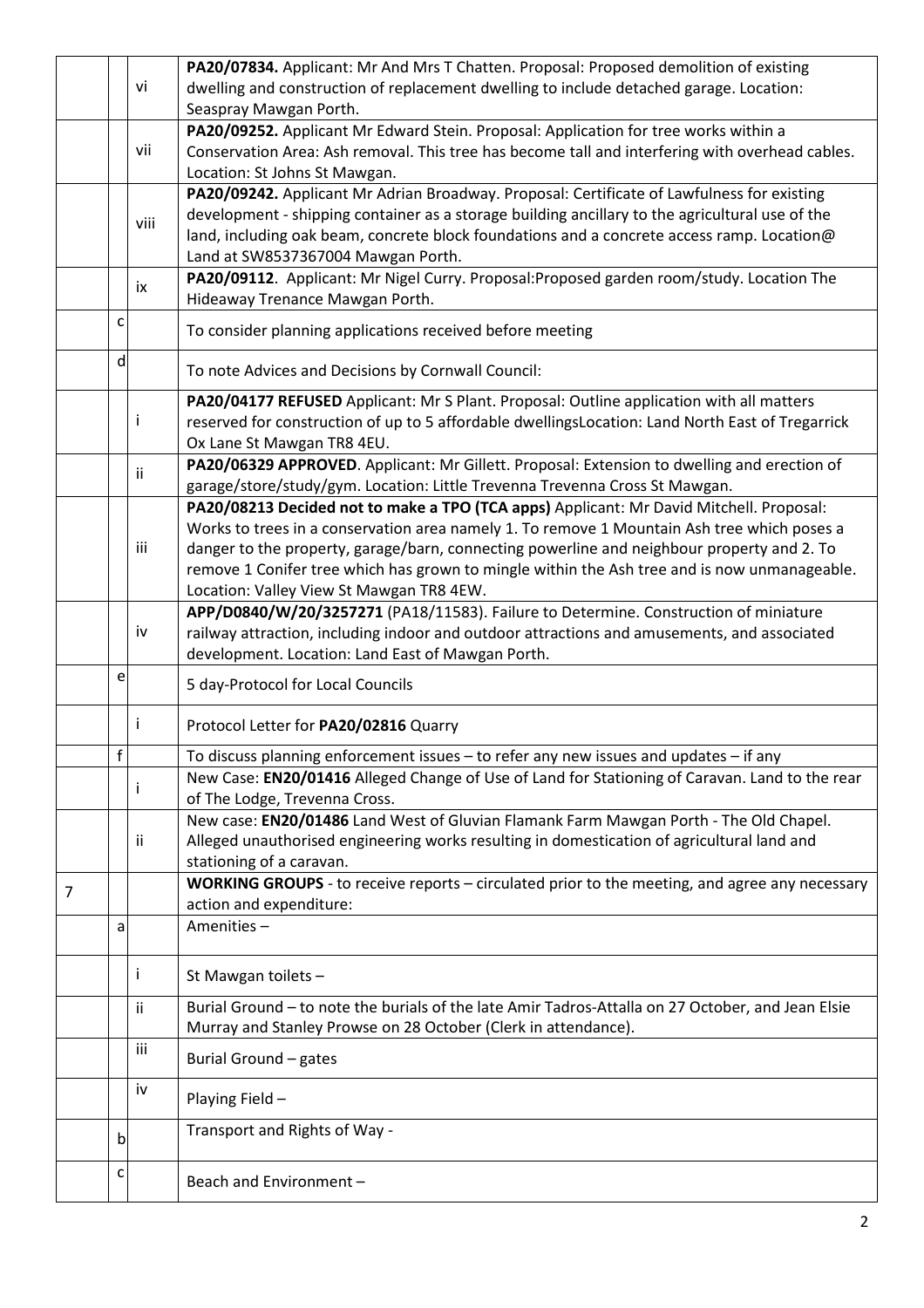| | | | |
|---|---|---|---|
| | | vi | **PA20/07834.** Applicant: Mr And Mrs T Chatten. Proposal: Proposed demolition of existing dwelling and construction of replacement dwelling to include detached garage. Location: Seaspray Mawgan Porth. |
| | | vii | **PA20/09252.** Applicant Mr Edward Stein. Proposal: Application for tree works within a Conservation Area: Ash removal. This tree has become tall and interfering with overhead cables. Location: St Johns St Mawgan. |
| | | viii | **PA20/09242.** Applicant Mr Adrian Broadway. Proposal: Certificate of Lawfulness for existing development - shipping container as a storage building ancillary to the agricultural use of the land, including oak beam, concrete block foundations and a concrete access ramp. Location@ Land at SW8537367004 Mawgan Porth. |
| | | ix | **PA20/09112**. Applicant: Mr Nigel Curry. Proposal:Proposed garden room/study. Location The Hideaway Trenance Mawgan Porth. |
| | c | | To consider planning applications received before meeting |
| | d | | To note Advices and Decisions by Cornwall Council: |
| | | i | **PA20/04177 REFUSED** Applicant: Mr S Plant. Proposal: Outline application with all matters reserved for construction of up to 5 affordable dwellingsLocation: Land North East of Tregarrick Ox Lane St Mawgan TR8 4EU. |
| | | ii | **PA20/06329 APPROVED**. Applicant: Mr Gillett. Proposal: Extension to dwelling and erection of garage/store/study/gym. Location: Little Trevenna Trevenna Cross St Mawgan. |
| | | iii | **PA20/08213 Decided not to make a TPO (TCA apps)** Applicant: Mr David Mitchell. Proposal: Works to trees in a conservation area namely 1. To remove 1 Mountain Ash tree which poses a danger to the property, garage/barn, connecting powerline and neighbour property and 2. To remove 1 Conifer tree which has grown to mingle within the Ash tree and is now unmanageable. Location: Valley View St Mawgan TR8 4EW. |
| | | iv | **APP/D0840/W/20/3257271** (PA18/11583). Failure to Determine. Construction of miniature railway attraction, including indoor and outdoor attractions and amusements, and associated development. Location: Land East of Mawgan Porth. |
| | e | | 5 day-Protocol for Local Councils |
| | | i | Protocol Letter for **PA20/02816** Quarry |
| | f | | To discuss planning enforcement issues – to refer any new issues and updates – if any |
| | | i | New Case: **EN20/01416** Alleged Change of Use of Land for Stationing of Caravan. Land to the rear of The Lodge, Trevenna Cross. |
| | | ii | New case: **EN20/01486** Land West of Gluvian Flamank Farm Mawgan Porth - The Old Chapel. Alleged unauthorised engineering works resulting in domestication of agricultural land and stationing of a caravan. |
| 7 | | | **WORKING GROUPS** - to receive reports – circulated prior to the meeting, and agree any necessary action and expenditure: |
| | a | | Amenities – |
| | | i | St Mawgan toilets – |
| | | ii | Burial Ground – to note the burials of the late Amir Tadros-Attalla on 27 October, and Jean Elsie Murray and Stanley Prowse on 28 October (Clerk in attendance). |
| | | iii | Burial Ground – gates |
| | | iv | Playing Field – |
| | b | | Transport and Rights of Way - |
| | c | | Beach and Environment – |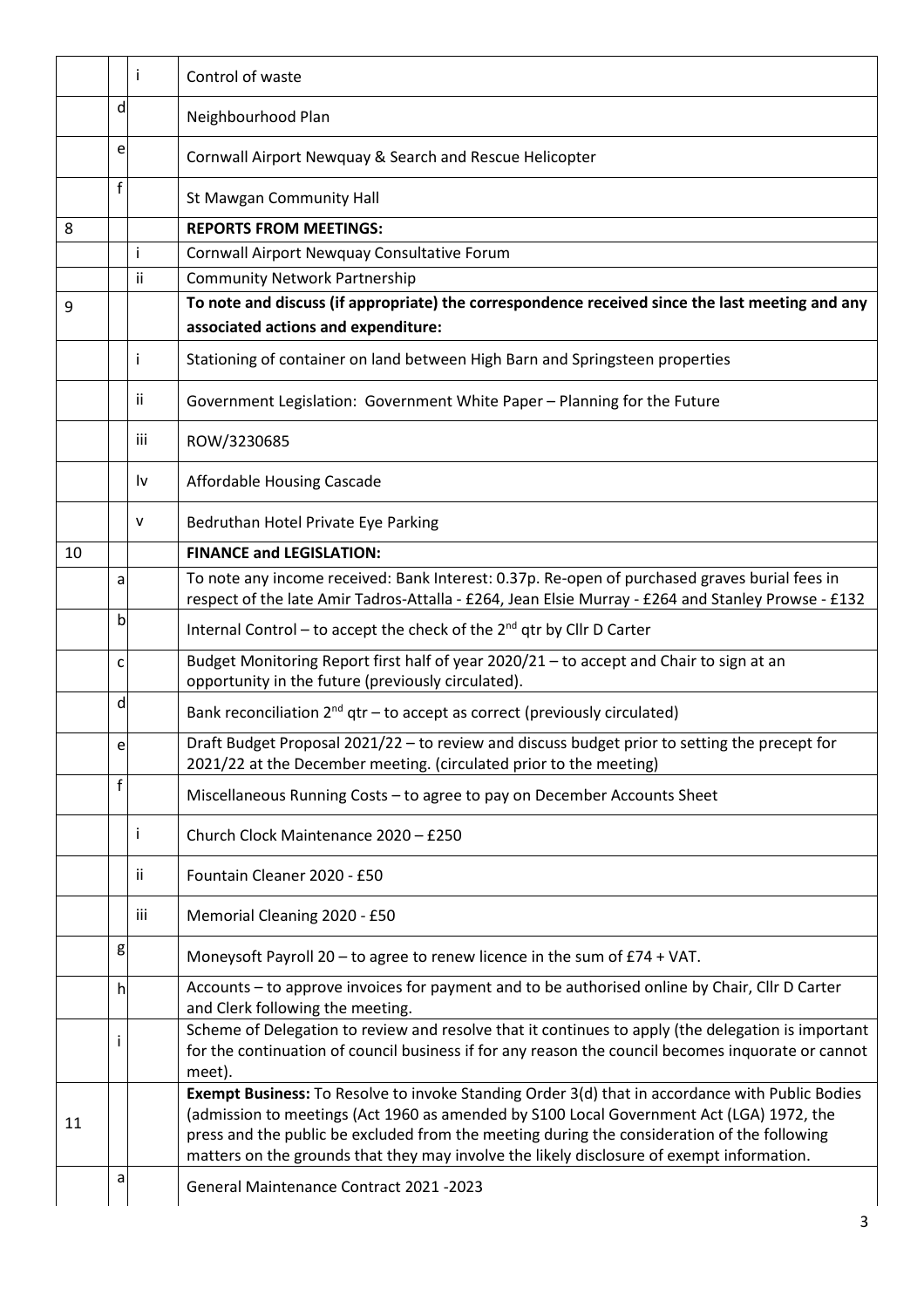|  |  |  |  |
|---|---|---|---|
|  |  | i | Control of waste |
|  | d |  | Neighbourhood Plan |
|  | e |  | Cornwall Airport Newquay & Search and Rescue Helicopter |
|  | f |  | St Mawgan Community Hall |
| 8 |  |  | **REPORTS FROM MEETINGS:** |
|  |  | i | Cornwall Airport Newquay Consultative Forum |
|  |  | ii | Community Network Partnership |
| 9 |  |  | **To note and discuss (if appropriate) the correspondence received since the last meeting and any associated actions and expenditure:** |
|  |  | i | Stationing of container on land between High Barn and Springsteen properties |
|  |  | ii | Government Legislation: Government White Paper – Planning for the Future |
|  |  | iii | ROW/3230685 |
|  |  | Iv | Affordable Housing Cascade |
|  |  | v | Bedruthan Hotel Private Eye Parking |
| 10 |  |  | **FINANCE and LEGISLATION:** |
|  | a |  | To note any income received: Bank Interest: 0.37p. Re-open of purchased graves burial fees in respect of the late Amir Tadros-Attalla - £264, Jean Elsie Murray - £264 and Stanley Prowse - £132 |
|  | b |  | Internal Control – to accept the check of the 2nd qtr by Cllr D Carter |
|  | c |  | Budget Monitoring Report first half of year 2020/21 – to accept and Chair to sign at an opportunity in the future (previously circulated). |
|  | d |  | Bank reconciliation 2nd qtr – to accept as correct (previously circulated) |
|  | e |  | Draft Budget Proposal 2021/22 – to review and discuss budget prior to setting the precept for 2021/22 at the December meeting. (circulated prior to the meeting) |
|  | f |  | Miscellaneous Running Costs – to agree to pay on December Accounts Sheet |
|  |  | i | Church Clock Maintenance 2020 – £250 |
|  |  | ii | Fountain Cleaner 2020 - £50 |
|  |  | iii | Memorial Cleaning 2020 - £50 |
|  | g |  | Moneysoft Payroll 20 – to agree to renew licence in the sum of £74 + VAT. |
|  | h |  | Accounts – to approve invoices for payment and to be authorised online by Chair, Cllr D Carter and Clerk following the meeting. |
|  | i |  | Scheme of Delegation to review and resolve that it continues to apply (the delegation is important for the continuation of council business if for any reason the council becomes inquorate or cannot meet). |
| 11 |  |  | **Exempt Business:** To Resolve to invoke Standing Order 3(d) that in accordance with Public Bodies (admission to meetings (Act 1960 as amended by S100 Local Government Act (LGA) 1972, the press and the public be excluded from the meeting during the consideration of the following matters on the grounds that they may involve the likely disclosure of exempt information. |
|  | a |  | General Maintenance Contract 2021 -2023 |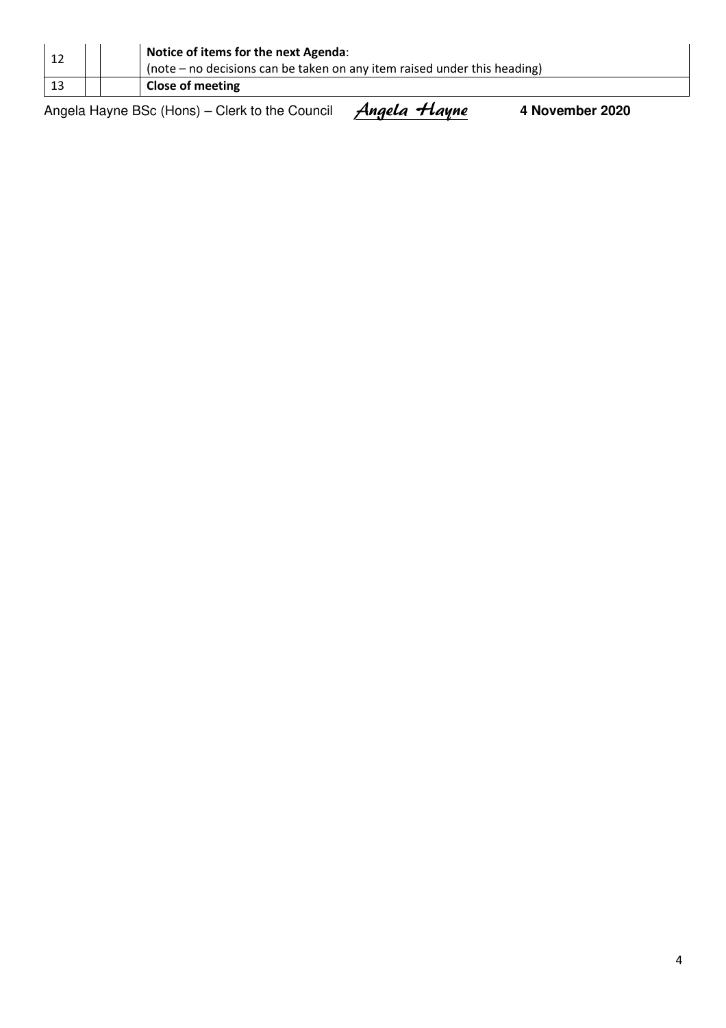| | | | |
|---|---|---|---|
| 12 | | | **Notice of items for the next Agenda**:<br>(note – no decisions can be taken on any item raised under this heading) |
| 13 | | | **Close of meeting** |

Angela Hayne BSc (Hons) – Clerk to the Council *Angela Hayne* **4 November 2020**